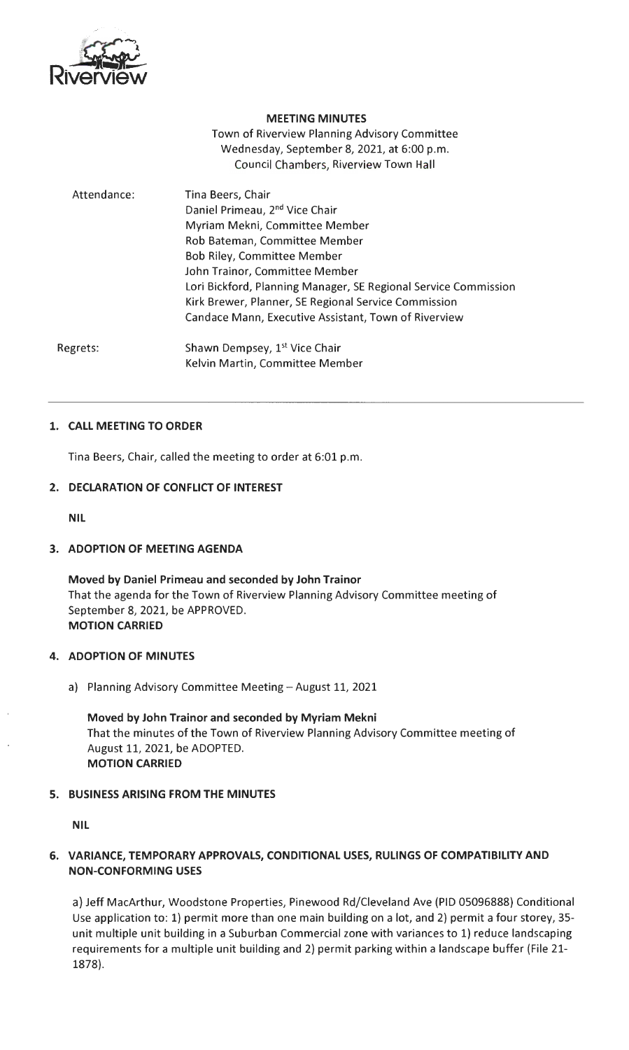Riverview

**MEETING MINUTES**

Town of Riverview Planning Advisory Committee
Wednesday, September 8, 2021, at 6:00 p.m.
Council Chambers, Riverview Town Hall

Attendance:
Tina Beers, Chair
Daniel Primeau, 2nd Vice Chair
Myriam Mekni, Committee Member
Rob Bateman, Committee Member
Bob Riley, Committee Member
John Trainor, Committee Member
Lori Bickford, Planning Manager, SE Regional Service Commission
Kirk Brewer, Planner, SE Regional Service Commission
Candace Mann, Executive Assistant, Town of Riverview

Regrets:
Shawn Dempsey, 1st Vice Chair
Kelvin Martin, Committee Member

## 1. CALL MEETING TO ORDER

Tina Beers, Chair, called the meeting to order at 6:01 p.m.

## 2. DECLARATION OF CONFLICT OF INTEREST

**NIL**

## 3. ADOPTION OF MEETING AGENDA

**Moved by Daniel Primeau and seconded by John Trainor**
That the agenda for the Town of Riverview Planning Advisory Committee meeting of September 8, 2021, be APPROVED.
**MOTION CARRIED**

## 4. ADOPTION OF MINUTES

a) Planning Advisory Committee Meeting – August 11, 2021

**Moved by John Trainor and seconded by Myriam Mekni**
That the minutes of the Town of Riverview Planning Advisory Committee meeting of August 11, 2021, be ADOPTED.
**MOTION CARRIED**

## 5. BUSINESS ARISING FROM THE MINUTES

**NIL**

## 6. VARIANCE, TEMPORARY APPROVALS, CONDITIONAL USES, RULINGS OF COMPATIBILITY AND NON-CONFORMING USES

a) Jeff MacArthur, Woodstone Properties, Pinewood Rd/Cleveland Ave (PID 05096888) Conditional Use application to: 1) permit more than one main building on a lot, and 2) permit a four storey, 35-unit multiple unit building in a Suburban Commercial zone with variances to 1) reduce landscaping requirements for a multiple unit building and 2) permit parking within a landscape buffer (File 21-1878).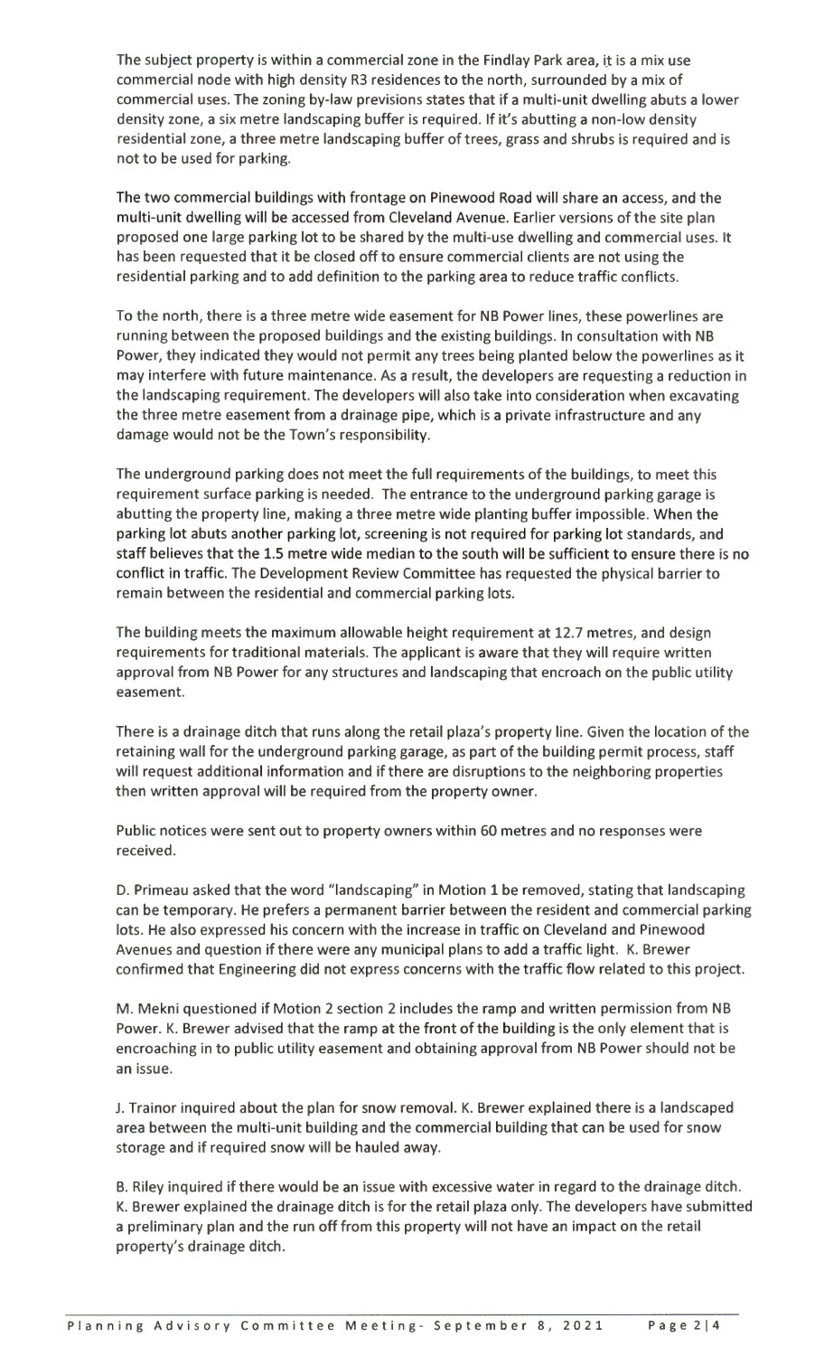The subject property is within a commercial zone in the Findlay Park area, it is a mix use commercial node with high density R3 residences to the north, surrounded by a mix of commercial uses. The zoning by-law previsions states that if a multi-unit dwelling abuts a lower density zone, a six metre landscaping buffer is required. If it's abutting a non-low density residential zone, a three metre landscaping buffer of trees, grass and shrubs is required and is not to be used for parking.

The two commercial buildings with frontage on Pinewood Road will share an access, and the multi-unit dwelling will be accessed from Cleveland Avenue. Earlier versions of the site plan proposed one large parking lot to be shared by the multi-use dwelling and commercial uses. It has been requested that it be closed off to ensure commercial clients are not using the residential parking and to add definition to the parking area to reduce traffic conflicts.

To the north, there is a three metre wide easement for NB Power lines, these powerlines are running between the proposed buildings and the existing buildings. In consultation with NB Power, they indicated they would not permit any trees being planted below the powerlines as it may interfere with future maintenance. As a result, the developers are requesting a reduction in the landscaping requirement. The developers will also take into consideration when excavating the three metre easement from a drainage pipe, which is a private infrastructure and any damage would not be the Town's responsibility.

The underground parking does not meet the full requirements of the buildings, to meet this requirement surface parking is needed. The entrance to the underground parking garage is abutting the property line, making a three metre wide planting buffer impossible. When the parking lot abuts another parking lot, screening is not required for parking lot standards, and staff believes that the 1.5 metre wide median to the south will be sufficient to ensure there is no conflict in traffic. The Development Review Committee has requested the physical barrier to remain between the residential and commercial parking lots.

The building meets the maximum allowable height requirement at 12.7 metres, and design requirements for traditional materials. The applicant is aware that they will require written approval from NB Power for any structures and landscaping that encroach on the public utility easement.

There is a drainage ditch that runs along the retail plaza's property line. Given the location of the retaining wall for the underground parking garage, as part of the building permit process, staff will request additional information and if there are disruptions to the neighboring properties then written approval will be required from the property owner.

Public notices were sent out to property owners within 60 metres and no responses were received.

D. Primeau asked that the word "landscaping" in Motion 1 be removed, stating that landscaping can be temporary. He prefers a permanent barrier between the resident and commercial parking lots. He also expressed his concern with the increase in traffic on Cleveland and Pinewood Avenues and question if there were any municipal plans to add a traffic light. K. Brewer confirmed that Engineering did not express concerns with the traffic flow related to this project.

M. Mekni questioned if Motion 2 section 2 includes the ramp and written permission from NB Power. K. Brewer advised that the ramp at the front of the building is the only element that is encroaching in to public utility easement and obtaining approval from NB Power should not be an issue.

J. Trainor inquired about the plan for snow removal. K. Brewer explained there is a landscaped area between the multi-unit building and the commercial building that can be used for snow storage and if required snow will be hauled away.

B. Riley inquired if there would be an issue with excessive water in regard to the drainage ditch. K. Brewer explained the drainage ditch is for the retail plaza only. The developers have submitted a preliminary plan and the run off from this property will not have an impact on the retail property's drainage ditch.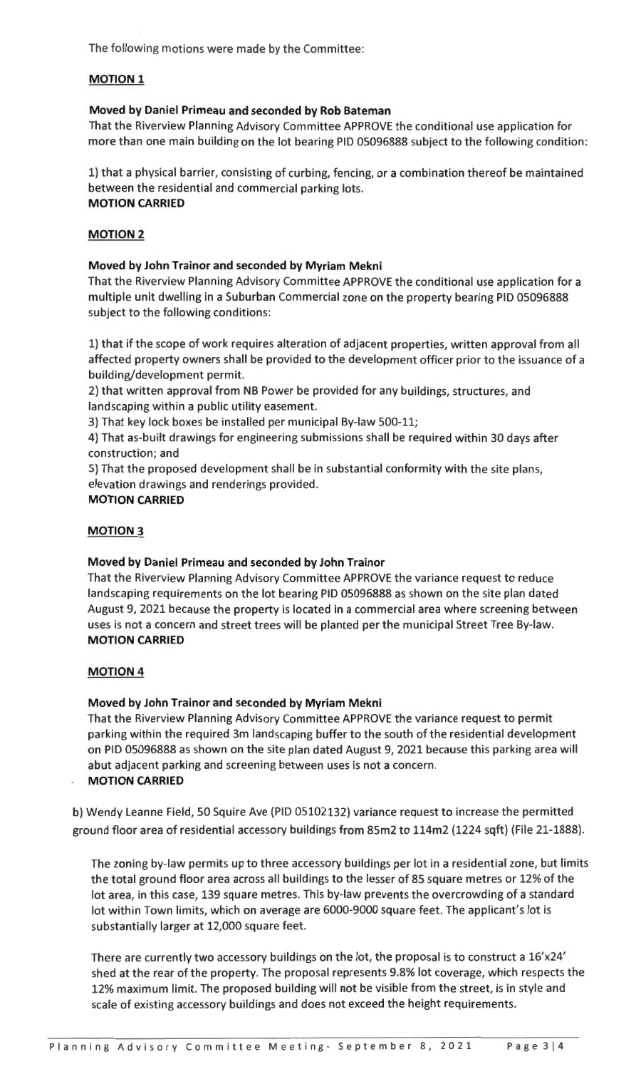The following motions were made by the Committee:

**MOTION 1**

**Moved by Daniel Primeau and seconded by Rob Bateman**

That the Riverview Planning Advisory Committee APPROVE the conditional use application for more than one main building on the lot bearing PID 05096888 subject to the following condition:

1) that a physical barrier, consisting of curbing, fencing, or a combination thereof be maintained between the residential and commercial parking lots.

**MOTION CARRIED**

**MOTION 2**

**Moved by John Trainor and seconded by Myriam Mekni**

That the Riverview Planning Advisory Committee APPROVE the conditional use application for a multiple unit dwelling in a Suburban Commercial zone on the property bearing PID 05096888 subject to the following conditions:

1) that if the scope of work requires alteration of adjacent properties, written approval from all affected property owners shall be provided to the development officer prior to the issuance of a building/development permit.

2) that written approval from NB Power be provided for any buildings, structures, and landscaping within a public utility easement.

3) That key lock boxes be installed per municipal By-law 500-11;

4) That as-built drawings for engineering submissions shall be required within 30 days after construction; and

5) That the proposed development shall be in substantial conformity with the site plans, elevation drawings and renderings provided.

**MOTION CARRIED**

**MOTION 3**

**Moved by Daniel Primeau and seconded by John Trainor**

That the Riverview Planning Advisory Committee APPROVE the variance request to reduce landscaping requirements on the lot bearing PID 05096888 as shown on the site plan dated August 9, 2021 because the property is located in a commercial area where screening between uses is not a concern and street trees will be planted per the municipal Street Tree By-law.

**MOTION CARRIED**

**MOTION 4**

**Moved by John Trainor and seconded by Myriam Mekni**

That the Riverview Planning Advisory Committee APPROVE the variance request to permit parking within the required 3m landscaping buffer to the south of the residential development on PID 05096888 as shown on the site plan dated August 9, 2021 because this parking area will abut adjacent parking and screening between uses is not a concern.

**MOTION CARRIED**

b) Wendy Leanne Field, 50 Squire Ave (PID 05102132) variance request to increase the permitted ground floor area of residential accessory buildings from 85m2 to 114m2 (1224 sqft) (File 21-1888).

The zoning by-law permits up to three accessory buildings per lot in a residential zone, but limits the total ground floor area across all buildings to the lesser of 85 square metres or 12% of the lot area, in this case, 139 square metres. This by-law prevents the overcrowding of a standard lot within Town limits, which on average are 6000-9000 square feet. The applicant's lot is substantially larger at 12,000 square feet.

There are currently two accessory buildings on the lot, the proposal is to construct a 16'x24' shed at the rear of the property. The proposal represents 9.8% lot coverage, which respects the 12% maximum limit. The proposed building will not be visible from the street, is in style and scale of existing accessory buildings and does not exceed the height requirements.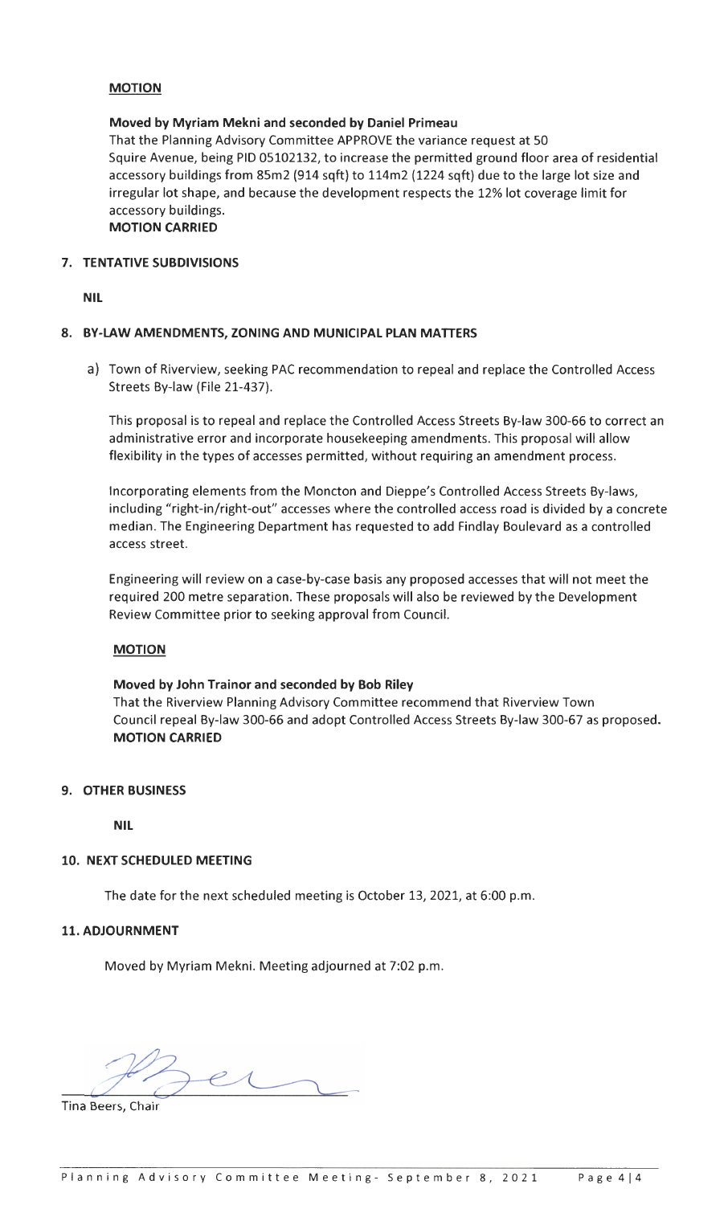**MOTION**

**Moved by Myriam Mekni and seconded by Daniel Primeau**

That the Planning Advisory Committee APPROVE the variance request at 50 Squire Avenue, being PID 05102132, to increase the permitted ground floor area of residential accessory buildings from 85m2 (914 sqft) to 114m2 (1224 sqft) due to the large lot size and irregular lot shape, and because the development respects the 12% lot coverage limit for accessory buildings.

**MOTION CARRIED**

## 7. TENTATIVE SUBDIVISIONS

**NIL**

## 8. BY-LAW AMENDMENTS, ZONING AND MUNICIPAL PLAN MATTERS

a) Town of Riverview, seeking PAC recommendation to repeal and replace the Controlled Access Streets By-law (File 21-437).

This proposal is to repeal and replace the Controlled Access Streets By-law 300-66 to correct an administrative error and incorporate housekeeping amendments. This proposal will allow flexibility in the types of accesses permitted, without requiring an amendment process.

Incorporating elements from the Moncton and Dieppe's Controlled Access Streets By-laws, including "right-in/right-out" accesses where the controlled access road is divided by a concrete median. The Engineering Department has requested to add Findlay Boulevard as a controlled access street.

Engineering will review on a case-by-case basis any proposed accesses that will not meet the required 200 metre separation. These proposals will also be reviewed by the Development Review Committee prior to seeking approval from Council.

**MOTION**

**Moved by John Trainor and seconded by Bob Riley**

That the Riverview Planning Advisory Committee recommend that Riverview Town Council repeal By-law 300-66 and adopt Controlled Access Streets By-law 300-67 as proposed.

**MOTION CARRIED**

## 9. OTHER BUSINESS

**NIL**

## 10. NEXT SCHEDULED MEETING

The date for the next scheduled meeting is October 13, 2021, at 6:00 p.m.

## 11. ADJOURNMENT

Moved by Myriam Mekni. Meeting adjourned at 7:02 p.m.

Tina Beers, Chair